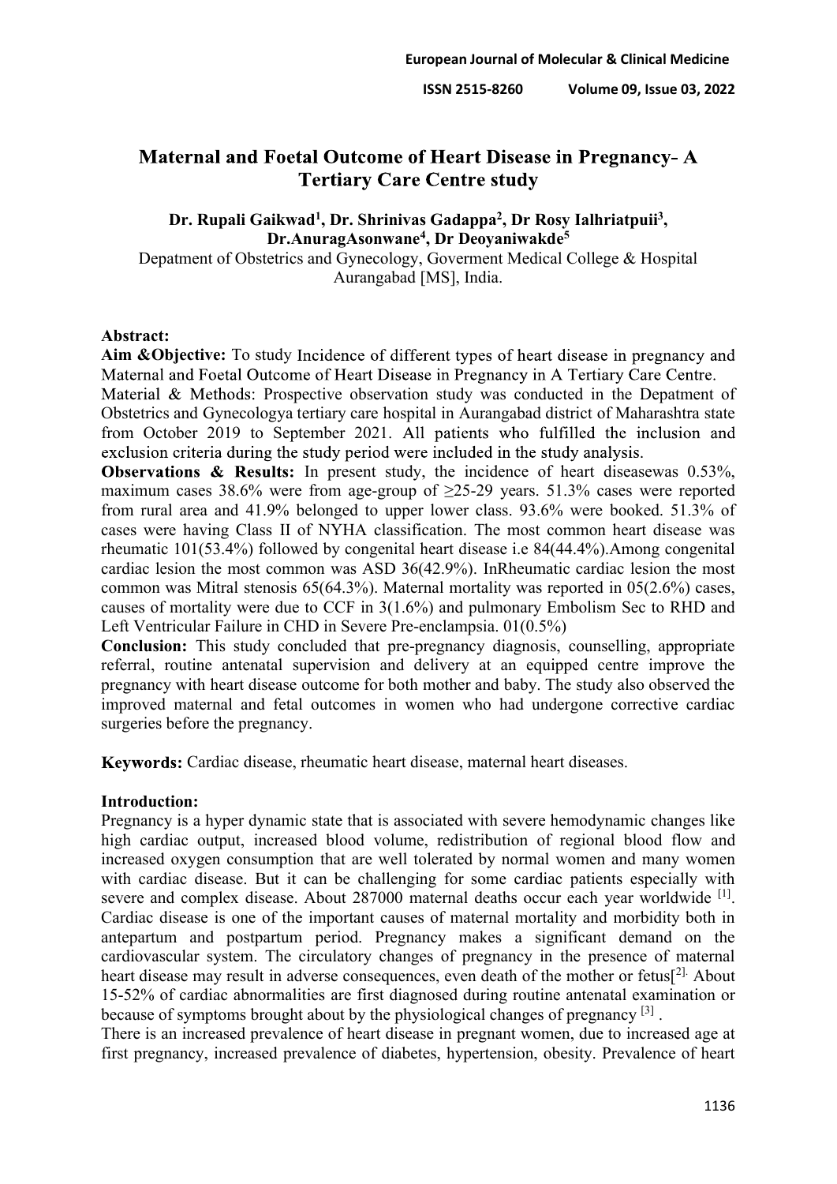# Maternal and Foetal Outcome of Heart Disease in Pregnancy- A Tertiary Care Centre study

**Dr. Rupali Gaikwad[1], Dr. Shrinivas Gadappa[2], Dr Rosy Ialhriatpuii[3], Dr.AnuragAsonwane[4], Dr Deoyaniwakde[5]**

Depatment of Obstetrics and Gynecology, Goverment Medical College & Hospital Aurangabad [MS], India.

**Abstract:**

**Aim &Objective:** To study Incidence of different types of heart disease in pregnancy and Maternal and Foetal Outcome of Heart Disease in Pregnancy in A Tertiary Care Centre.

Material & Methods: Prospective observation study was conducted in the Depatment of Obstetrics and Gynecologya tertiary care hospital in Aurangabad district of Maharashtra state from October 2019 to September 2021. All patients who fulfilled the inclusion and exclusion criteria during the study period were included in the study analysis.

**Observations & Results:** In present study, the incidence of heart diseasewas 0.53%, maximum cases 38.6% were from age-group of ≥25-29 years. 51.3% cases were reported from rural area and 41.9% belonged to upper lower class. 93.6% were booked. 51.3% of cases were having Class II of NYHA classification. The most common heart disease was rheumatic 101(53.4%) followed by congenital heart disease i.e 84(44.4%).Among congenital cardiac lesion the most common was ASD 36(42.9%). InRheumatic cardiac lesion the most common was Mitral stenosis 65(64.3%). Maternal mortality was reported in 05(2.6%) cases, causes of mortality were due to CCF in 3(1.6%) and pulmonary Embolism Sec to RHD and Left Ventricular Failure in CHD in Severe Pre-enclampsia. 01(0.5%)

**Conclusion:** This study concluded that pre-pregnancy diagnosis, counselling, appropriate referral, routine antenatal supervision and delivery at an equipped centre improve the pregnancy with heart disease outcome for both mother and baby. The study also observed the improved maternal and fetal outcomes in women who had undergone corrective cardiac surgeries before the pregnancy.

**Keywords:** Cardiac disease, rheumatic heart disease, maternal heart diseases.

**Introduction:**

Pregnancy is a hyper dynamic state that is associated with severe hemodynamic changes like high cardiac output, increased blood volume, redistribution of regional blood flow and increased oxygen consumption that are well tolerated by normal women and many women with cardiac disease. But it can be challenging for some cardiac patients especially with severe and complex disease. About 287000 maternal deaths occur each year worldwide [1]. Cardiac disease is one of the important causes of maternal mortality and morbidity both in antepartum and postpartum period. Pregnancy makes a significant demand on the cardiovascular system. The circulatory changes of pregnancy in the presence of maternal heart disease may result in adverse consequences, even death of the mother or fetus[2]. About 15-52% of cardiac abnormalities are first diagnosed during routine antenatal examination or because of symptoms brought about by the physiological changes of pregnancy [3] .

There is an increased prevalence of heart disease in pregnant women, due to increased age at first pregnancy, increased prevalence of diabetes, hypertension, obesity. Prevalence of heart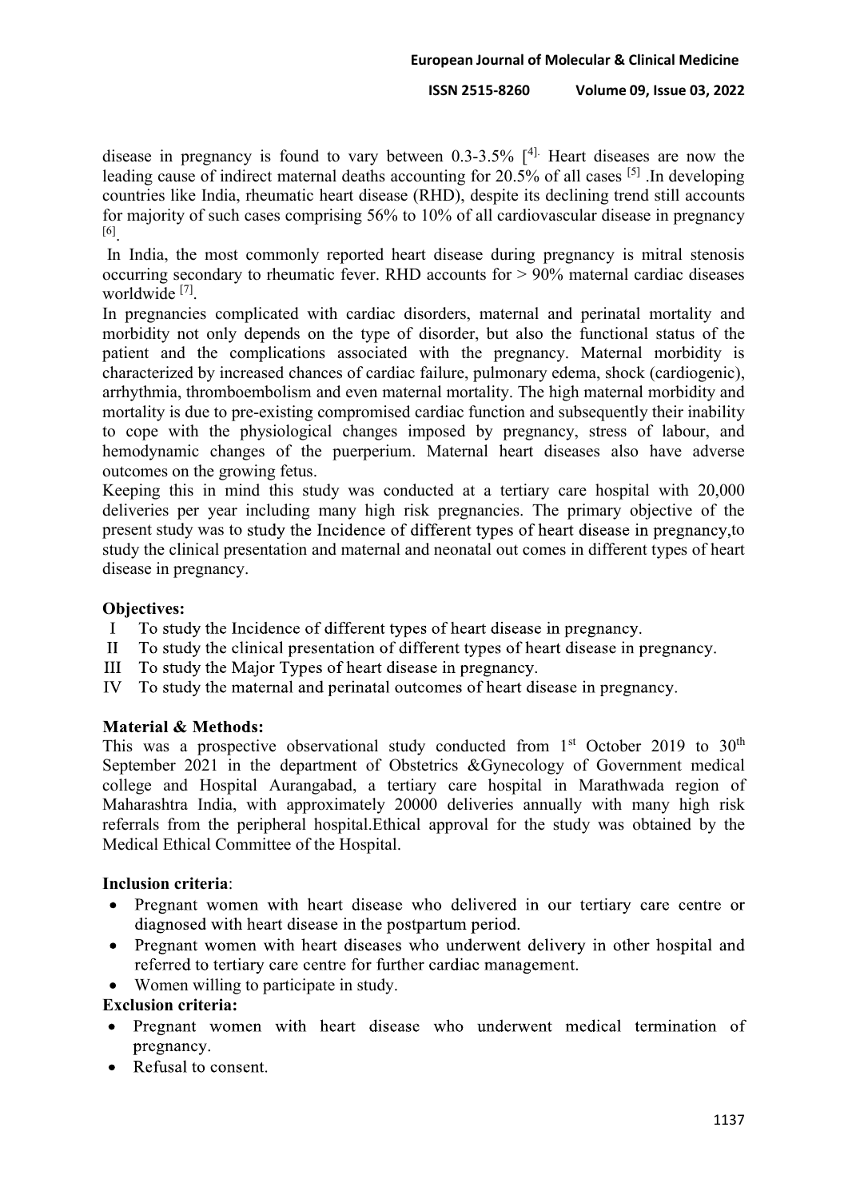disease in pregnancy is found to vary between 0.3-3.5% [4]. Heart diseases are now the leading cause of indirect maternal deaths accounting for 20.5% of all cases [5] .In developing countries like India, rheumatic heart disease (RHD), despite its declining trend still accounts for majority of such cases comprising 56% to 10% of all cardiovascular disease in pregnancy [6].

In India, the most commonly reported heart disease during pregnancy is mitral stenosis occurring secondary to rheumatic fever. RHD accounts for > 90% maternal cardiac diseases worldwide [7].

In pregnancies complicated with cardiac disorders, maternal and perinatal mortality and morbidity not only depends on the type of disorder, but also the functional status of the patient and the complications associated with the pregnancy. Maternal morbidity is characterized by increased chances of cardiac failure, pulmonary edema, shock (cardiogenic), arrhythmia, thromboembolism and even maternal mortality. The high maternal morbidity and mortality is due to pre-existing compromised cardiac function and subsequently their inability to cope with the physiological changes imposed by pregnancy, stress of labour, and hemodynamic changes of the puerperium. Maternal heart diseases also have adverse outcomes on the growing fetus.

Keeping this in mind this study was conducted at a tertiary care hospital with 20,000 deliveries per year including many high risk pregnancies. The primary objective of the present study was to study the Incidence of different types of heart disease in pregnancy,to study the clinical presentation and maternal and neonatal out comes in different types of heart disease in pregnancy.

**Objectives:**

I To study the Incidence of different types of heart disease in pregnancy.
II To study the clinical presentation of different types of heart disease in pregnancy.
III To study the Major Types of heart disease in pregnancy.
IV To study the maternal and perinatal outcomes of heart disease in pregnancy.

**Material & Methods:**

This was a prospective observational study conducted from 1st October 2019 to 30th September 2021 in the department of Obstetrics &Gynecology of Government medical college and Hospital Aurangabad, a tertiary care hospital in Marathwada region of Maharashtra India, with approximately 20000 deliveries annually with many high risk referrals from the peripheral hospital.Ethical approval for the study was obtained by the Medical Ethical Committee of the Hospital.

**Inclusion criteria**:

- Pregnant women with heart disease who delivered in our tertiary care centre or diagnosed with heart disease in the postpartum period.
- Pregnant women with heart diseases who underwent delivery in other hospital and referred to tertiary care centre for further cardiac management.
- Women willing to participate in study.

**Exclusion criteria:**

- Pregnant women with heart disease who underwent medical termination of pregnancy.
- Refusal to consent.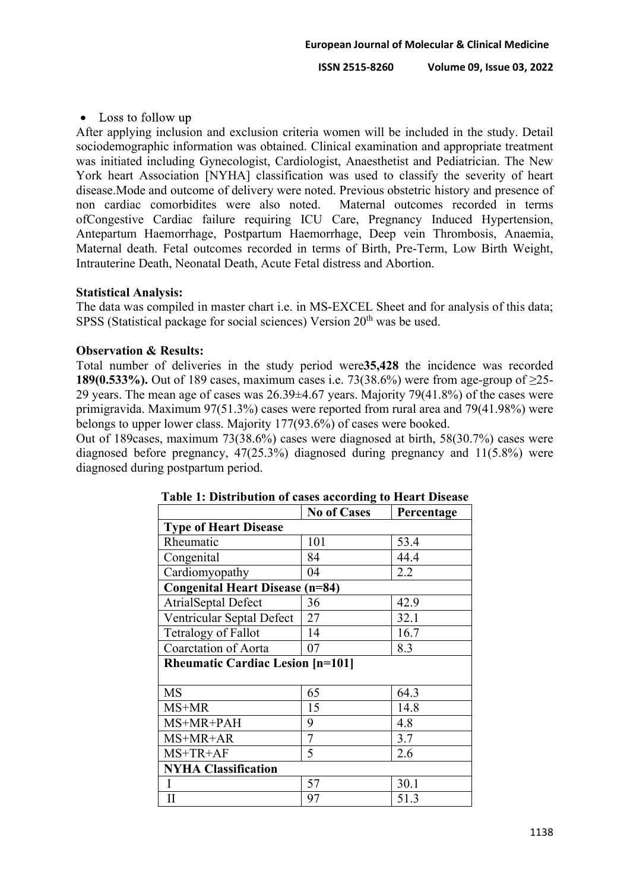- Loss to follow up

After applying inclusion and exclusion criteria women will be included in the study. Detail sociodemographic information was obtained. Clinical examination and appropriate treatment was initiated including Gynecologist, Cardiologist, Anaesthetist and Pediatrician. The New York heart Association [NYHA] classification was used to classify the severity of heart disease.Mode and outcome of delivery were noted. Previous obstetric history and presence of non cardiac comorbidites were also noted. Maternal outcomes recorded in terms ofCongestive Cardiac failure requiring ICU Care, Pregnancy Induced Hypertension, Antepartum Haemorrhage, Postpartum Haemorrhage, Deep vein Thrombosis, Anaemia, Maternal death. Fetal outcomes recorded in terms of Birth, Pre-Term, Low Birth Weight, Intrauterine Death, Neonatal Death, Acute Fetal distress and Abortion.

**Statistical Analysis:**

The data was compiled in master chart i.e. in MS-EXCEL Sheet and for analysis of this data; SPSS (Statistical package for social sciences) Version 20th was be used.

**Observation & Results:**

Total number of deliveries in the study period were**35,428** the incidence was recorded **189(0.533%).** Out of 189 cases, maximum cases i.e. 73(38.6%) were from age-group of ≥25-29 years. The mean age of cases was 26.39±4.67 years. Majority 79(41.8%) of the cases were primigravida. Maximum 97(51.3%) cases were reported from rural area and 79(41.98%) were belongs to upper lower class. Majority 177(93.6%) of cases were booked.

Out of 189cases, maximum 73(38.6%) cases were diagnosed at birth, 58(30.7%) cases were diagnosed before pregnancy, 47(25.3%) diagnosed during pregnancy and 11(5.8%) were diagnosed during postpartum period.

**Table 1: Distribution of cases according to Heart Disease**

| | **No of Cases** | **Percentage** |
|---|---|---|
| **Type of Heart Disease** | | |
| Rheumatic | 101 | 53.4 |
| Congenital | 84 | 44.4 |
| Cardiomyopathy | 04 | 2.2 |
| **Congenital Heart Disease (n=84)** | | |
| AtrialSeptal Defect | 36 | 42.9 |
| Ventricular Septal Defect | 27 | 32.1 |
| Tetralogy of Fallot | 14 | 16.7 |
| Coarctation of Aorta | 07 | 8.3 |
| **Rheumatic Cardiac Lesion [n=101]** | | |
| MS | 65 | 64.3 |
| MS+MR | 15 | 14.8 |
| MS+MR+PAH | 9 | 4.8 |
| MS+MR+AR | 7 | 3.7 |
| MS+TR+AF | 5 | 2.6 |
| **NYHA Classification** | | |
| I | 57 | 30.1 |
| II | 97 | 51.3 |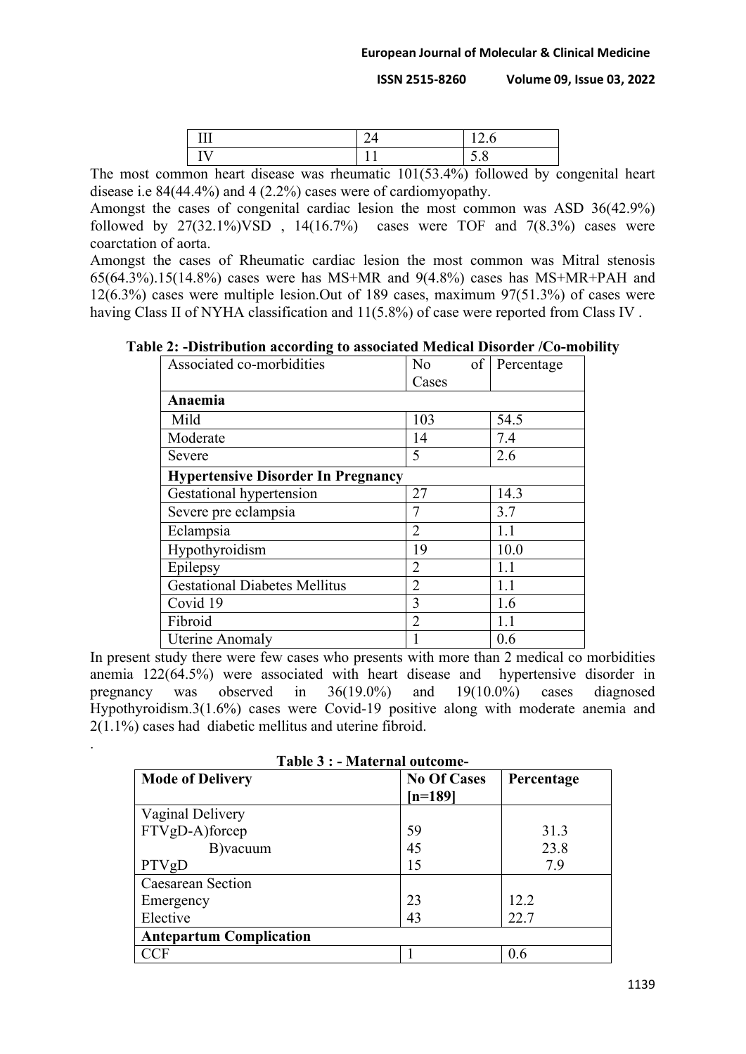| III | 24 | 12.6 |
|---|---|---|
| IV | 11 | 5.8 |

The most common heart disease was rheumatic 101(53.4%) followed by congenital heart disease i.e 84(44.4%) and 4 (2.2%) cases were of cardiomyopathy.

Amongst the cases of congenital cardiac lesion the most common was ASD 36(42.9%) followed by 27(32.1%)VSD , 14(16.7%) cases were TOF and 7(8.3%) cases were coarctation of aorta.

Amongst the cases of Rheumatic cardiac lesion the most common was Mitral stenosis 65(64.3%).15(14.8%) cases were has MS+MR and 9(4.8%) cases has MS+MR+PAH and 12(6.3%) cases were multiple lesion.Out of 189 cases, maximum 97(51.3%) of cases were having Class II of NYHA classification and 11(5.8%) of case were reported from Class IV .

**Table 2: -Distribution according to associated Medical Disorder /Co-mobility**

| Associated co-morbidities | No of Cases | Percentage |
|---|---|---|
| **Anaemia** | | |
| Mild | 103 | 54.5 |
| Moderate | 14 | 7.4 |
| Severe | 5 | 2.6 |
| **Hypertensive Disorder In Pregnancy** | | |
| Gestational hypertension | 27 | 14.3 |
| Severe pre eclampsia | 7 | 3.7 |
| Eclampsia | 2 | 1.1 |
| Hypothyroidism | 19 | 10.0 |
| Epilepsy | 2 | 1.1 |
| Gestational Diabetes Mellitus | 2 | 1.1 |
| Covid 19 | 3 | 1.6 |
| Fibroid | 2 | 1.1 |
| Uterine Anomaly | 1 | 0.6 |

In present study there were few cases who presents with more than 2 medical co morbidities anemia 122(64.5%) were associated with heart disease and hypertensive disorder in pregnancy was observed in 36(19.0%) and 19(10.0%) cases diagnosed Hypothyroidism.3(1.6%) cases were Covid-19 positive along with moderate anemia and 2(1.1%) cases had diabetic mellitus and uterine fibroid.

.

**Table 3 : - Maternal outcome-**

| **Mode of Delivery** | **No Of Cases [n=189]** | **Percentage** |
|---|---|---|
| Vaginal Delivery | | |
| FTVgD-A)forcep | 59 | 31.3 |
| B)vacuum | 45 | 23.8 |
| PTVgD | 15 | 7.9 |
| Caesarean Section | | |
| Emergency | 23 | 12.2 |
| Elective | 43 | 22.7 |
| **Antepartum Complication** | | |
| CCF | 1 | 0.6 |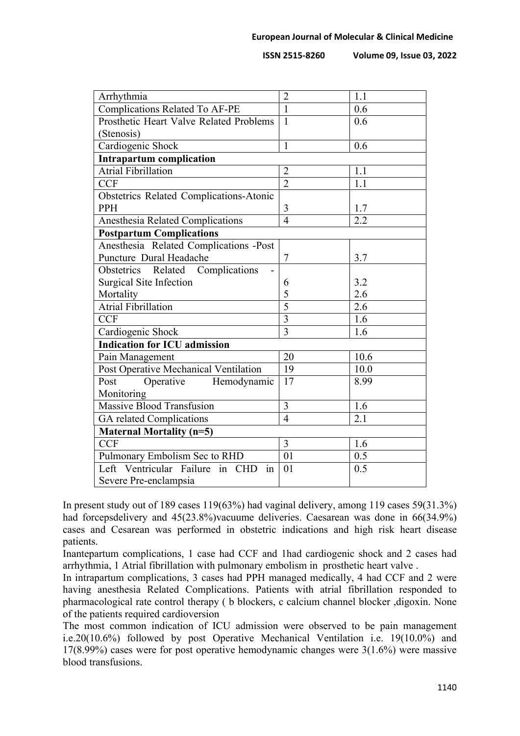| | | |
|---|---|---|
| Arrhythmia | 2 | 1.1 |
| Complications Related To AF-PE | 1 | 0.6 |
| Prosthetic Heart Valve Related Problems (Stenosis) | 1 | 0.6 |
| Cardiogenic Shock | 1 | 0.6 |
| **Intrapartum complication** | | |
| Atrial Fibrillation | 2 | 1.1 |
| CCF | 2 | 1.1 |
| Obstetrics Related Complications-Atonic PPH | 3 | 1.7 |
| Anesthesia Related Complications | 4 | 2.2 |
| **Postpartum Complications** | | |
| Anesthesia Related Complications -Post Puncture Dural Headache | 7 | 3.7 |
| Obstetrics Related Complications - Surgical Site Infection | 6 | 3.2 |
| Mortality | 5 | 2.6 |
| Atrial Fibrillation | 5 | 2.6 |
| CCF | 3 | 1.6 |
| Cardiogenic Shock | 3 | 1.6 |
| **Indication for ICU admission** | | |
| Pain Management | 20 | 10.6 |
| Post Operative Mechanical Ventilation | 19 | 10.0 |
| Post Operative Hemodynamic Monitoring | 17 | 8.99 |
| Massive Blood Transfusion | 3 | 1.6 |
| GA related Complications | 4 | 2.1 |
| **Maternal Mortality (n=5)** | | |
| CCF | 3 | 1.6 |
| Pulmonary Embolism Sec to RHD | 01 | 0.5 |
| Left Ventricular Failure in CHD in Severe Pre-enclampsia | 01 | 0.5 |

In present study out of 189 cases 119(63%) had vaginal delivery, among 119 cases 59(31.3%) had forcepsdelivery and 45(23.8%)vacuume deliveries. Caesarean was done in 66(34.9%) cases and Cesarean was performed in obstetric indications and high risk heart disease patients.

Inantepartum complications, 1 case had CCF and 1had cardiogenic shock and 2 cases had arrhythmia, 1 Atrial fibrillation with pulmonary embolism in prosthetic heart valve .

In intrapartum complications, 3 cases had PPH managed medically, 4 had CCF and 2 were having anesthesia Related Complications. Patients with atrial fibrillation responded to pharmacological rate control therapy ( b blockers, c calcium channel blocker ,digoxin. None of the patients required cardioversion

The most common indication of ICU admission were observed to be pain management i.e.20(10.6%) followed by post Operative Mechanical Ventilation i.e. 19(10.0%) and 17(8.99%) cases were for post operative hemodynamic changes were 3(1.6%) were massive blood transfusions.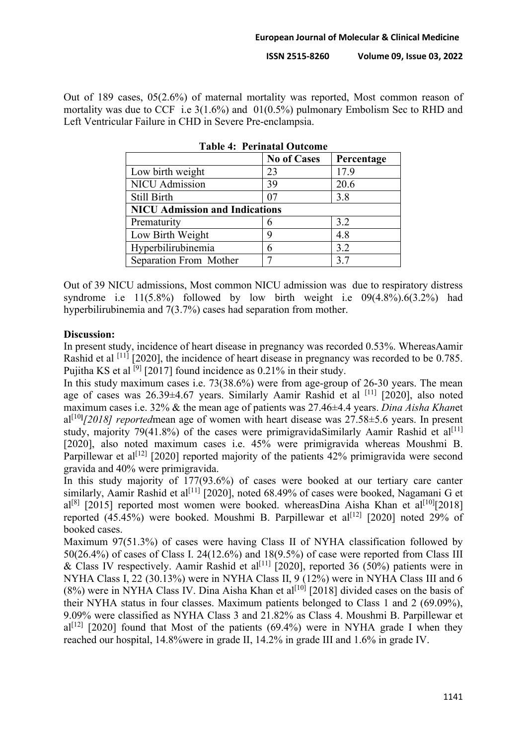Out of 189 cases, 05(2.6%) of maternal mortality was reported, Most common reason of mortality was due to CCF i.e 3(1.6%) and 01(0.5%) pulmonary Embolism Sec to RHD and Left Ventricular Failure in CHD in Severe Pre-enclampsia.

**Table 4: Perinatal Outcome**

| | No of Cases | Percentage |
|---|---|---|
| Low birth weight | 23 | 17.9 |
| NICU Admission | 39 | 20.6 |
| Still Birth | 07 | 3.8 |
| **NICU Admission and Indications** | | |
| Prematurity | 6 | 3.2 |
| Low Birth Weight | 9 | 4.8 |
| Hyperbilirubinemia | 6 | 3.2 |
| Separation From Mother | 7 | 3.7 |

Out of 39 NICU admissions, Most common NICU admission was due to respiratory distress syndrome i.e 11(5.8%) followed by low birth weight i.e 09(4.8%).6(3.2%) had hyperbilirubinemia and 7(3.7%) cases had separation from mother.

**Discussion:**

In present study, incidence of heart disease in pregnancy was recorded 0.53%. WhereasAamir Rashid et al [11] [2020], the incidence of heart disease in pregnancy was recorded to be 0.785. Pujitha KS et al [9] [2017] found incidence as 0.21% in their study.

In this study maximum cases i.e. 73(38.6%) were from age-group of 26-30 years. The mean age of cases was 26.39±4.67 years. Similarly Aamir Rashid et al [11] [2020], also noted maximum cases i.e. 32% & the mean age of patients was 27.46±4.4 years. *Dina Aisha Khan*et al[10]*[2018] reported*mean age of women with heart disease was 27.58±5.6 years. In present study, majority 79(41.8%) of the cases were primigravidaSimilarly Aamir Rashid et al[11] [2020], also noted maximum cases i.e. 45% were primigravida whereas Moushmi B. Parpillewar et al[12] [2020] reported majority of the patients 42% primigravida were second gravida and 40% were primigravida.

In this study majority of 177(93.6%) of cases were booked at our tertiary care canter similarly, Aamir Rashid et al[11] [2020], noted 68.49% of cases were booked, Nagamani G et al[8] [2015] reported most women were booked. whereasDina Aisha Khan et al[10][2018] reported (45.45%) were booked. Moushmi B. Parpillewar et al[12] [2020] noted 29% of booked cases.

Maximum 97(51.3%) of cases were having Class II of NYHA classification followed by 50(26.4%) of cases of Class I. 24(12.6%) and 18(9.5%) of case were reported from Class III & Class IV respectively. Aamir Rashid et al[11] [2020], reported 36 (50%) patients were in NYHA Class I, 22 (30.13%) were in NYHA Class II, 9 (12%) were in NYHA Class III and 6 (8%) were in NYHA Class IV. Dina Aisha Khan et al[10] [2018] divided cases on the basis of their NYHA status in four classes. Maximum patients belonged to Class 1 and 2 (69.09%), 9.09% were classified as NYHA Class 3 and 21.82% as Class 4. Moushmi B. Parpillewar et al[12] [2020] found that Most of the patients (69.4%) were in NYHA grade I when they reached our hospital, 14.8%were in grade II, 14.2% in grade III and 1.6% in grade IV.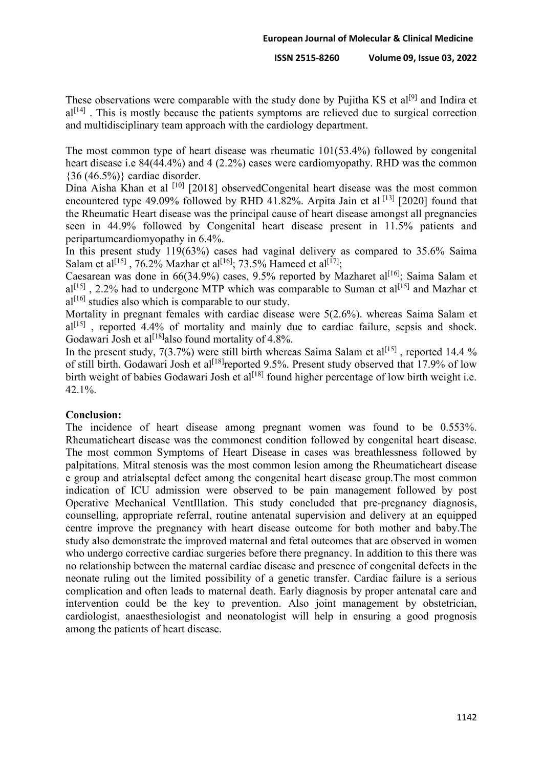These observations were comparable with the study done by Pujitha KS et al[9] and Indira et al[14] . This is mostly because the patients symptoms are relieved due to surgical correction and multidisciplinary team approach with the cardiology department.

The most common type of heart disease was rheumatic 101(53.4%) followed by congenital heart disease i.e 84(44.4%) and 4 (2.2%) cases were cardiomyopathy. RHD was the common {36 (46.5%)} cardiac disorder.

Dina Aisha Khan et al [10] [2018] observedCongenital heart disease was the most common encountered type 49.09% followed by RHD 41.82%. Arpita Jain et al [13] [2020] found that the Rheumatic Heart disease was the principal cause of heart disease amongst all pregnancies seen in 44.9% followed by Congenital heart disease present in 11.5% patients and peripartumcardiomyopathy in 6.4%.

In this present study 119(63%) cases had vaginal delivery as compared to 35.6% Saima Salam et al[15] , 76.2% Mazhar et al[16]; 73.5% Hameed et al[17];

Caesarean was done in 66(34.9%) cases, 9.5% reported by Mazharet al[16]; Saima Salam et al[15] , 2.2% had to undergone MTP which was comparable to Suman et al[15] and Mazhar et al[16] studies also which is comparable to our study.

Mortality in pregnant females with cardiac disease were 5(2.6%). whereas Saima Salam et al[15] , reported 4.4% of mortality and mainly due to cardiac failure, sepsis and shock. Godawari Josh et al[18]also found mortality of 4.8%.

In the present study, 7(3.7%) were still birth whereas Saima Salam et al[15] , reported 14.4 % of still birth. Godawari Josh et al[18]reported 9.5%. Present study observed that 17.9% of low birth weight of babies Godawari Josh et al[18] found higher percentage of low birth weight i.e. 42.1%.

## Conclusion:

The incidence of heart disease among pregnant women was found to be 0.553%. Rheumaticheart disease was the commonest condition followed by congenital heart disease. The most common Symptoms of Heart Disease in cases was breathlessness followed by palpitations. Mitral stenosis was the most common lesion among the Rheumaticheart disease e group and atrialseptal defect among the congenital heart disease group.The most common indication of ICU admission were observed to be pain management followed by post Operative Mechanical VentIllation. This study concluded that pre-pregnancy diagnosis, counselling, appropriate referral, routine antenatal supervision and delivery at an equipped centre improve the pregnancy with heart disease outcome for both mother and baby.The study also demonstrate the improved maternal and fetal outcomes that are observed in women who undergo corrective cardiac surgeries before there pregnancy. In addition to this there was no relationship between the maternal cardiac disease and presence of congenital defects in the neonate ruling out the limited possibility of a genetic transfer. Cardiac failure is a serious complication and often leads to maternal death. Early diagnosis by proper antenatal care and intervention could be the key to prevention. Also joint management by obstetrician, cardiologist, anaesthesiologist and neonatologist will help in ensuring a good prognosis among the patients of heart disease.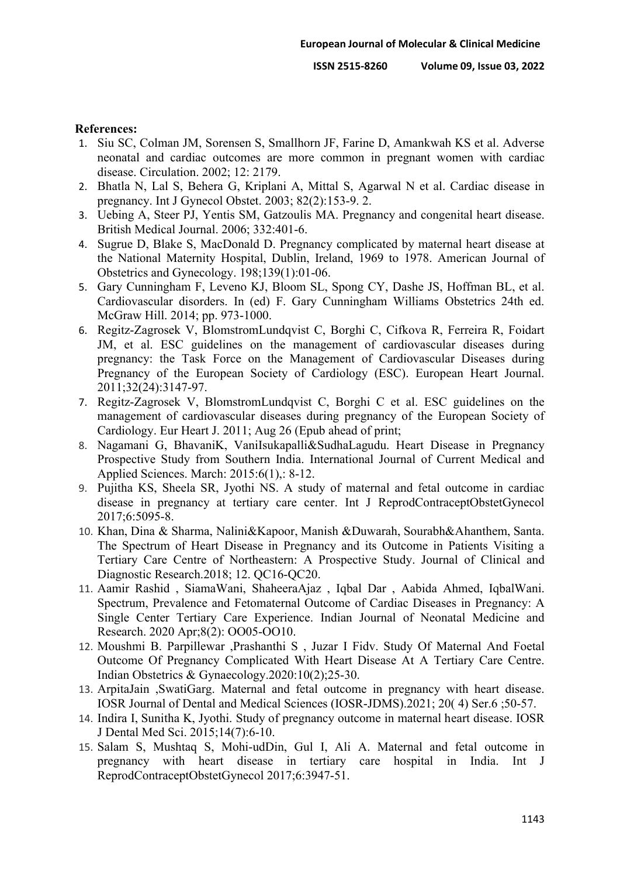**References:**

1. Siu SC, Colman JM, Sorensen S, Smallhorn JF, Farine D, Amankwah KS et al. Adverse neonatal and cardiac outcomes are more common in pregnant women with cardiac disease. Circulation. 2002; 12: 2179.
2. Bhatla N, Lal S, Behera G, Kriplani A, Mittal S, Agarwal N et al. Cardiac disease in pregnancy. Int J Gynecol Obstet. 2003; 82(2):153-9. 2.
3. Uebing A, Steer PJ, Yentis SM, Gatzoulis MA. Pregnancy and congenital heart disease. British Medical Journal. 2006; 332:401-6.
4. Sugrue D, Blake S, MacDonald D. Pregnancy complicated by maternal heart disease at the National Maternity Hospital, Dublin, Ireland, 1969 to 1978. American Journal of Obstetrics and Gynecology. 198;139(1):01-06.
5. Gary Cunningham F, Leveno KJ, Bloom SL, Spong CY, Dashe JS, Hoffman BL, et al. Cardiovascular disorders. In (ed) F. Gary Cunningham Williams Obstetrics 24th ed. McGraw Hill. 2014; pp. 973-1000.
6. Regitz-Zagrosek V, BlomstromLundqvist C, Borghi C, Cifkova R, Ferreira R, Foidart JM, et al. ESC guidelines on the management of cardiovascular diseases during pregnancy: the Task Force on the Management of Cardiovascular Diseases during Pregnancy of the European Society of Cardiology (ESC). European Heart Journal. 2011;32(24):3147-97.
7. Regitz-Zagrosek V, BlomstromLundqvist C, Borghi C et al. ESC guidelines on the management of cardiovascular diseases during pregnancy of the European Society of Cardiology. Eur Heart J. 2011; Aug 26 (Epub ahead of print;
8. Nagamani G, BhavaniK, VaniIsukapalli&SudhaLagudu. Heart Disease in Pregnancy Prospective Study from Southern India. International Journal of Current Medical and Applied Sciences. March: 2015:6(1),: 8-12.
9. Pujitha KS, Sheela SR, Jyothi NS. A study of maternal and fetal outcome in cardiac disease in pregnancy at tertiary care center. Int J ReprodContraceptObstetGynecol 2017;6:5095-8.
10. Khan, Dina & Sharma, Nalini&Kapoor, Manish &Duwarah, Sourabh&Ahanthem, Santa. The Spectrum of Heart Disease in Pregnancy and its Outcome in Patients Visiting a Tertiary Care Centre of Northeastern: A Prospective Study. Journal of Clinical and Diagnostic Research.2018; 12. QC16-QC20.
11. Aamir Rashid , SiamaWani, ShaheeraAjaz , Iqbal Dar , Aabida Ahmed, IqbalWani. Spectrum, Prevalence and Fetomaternal Outcome of Cardiac Diseases in Pregnancy: A Single Center Tertiary Care Experience. Indian Journal of Neonatal Medicine and Research. 2020 Apr;8(2): OO05-OO10.
12. Moushmi B. Parpillewar ,Prashanthi S , Juzar I Fidv. Study Of Maternal And Foetal Outcome Of Pregnancy Complicated With Heart Disease At A Tertiary Care Centre. Indian Obstetrics & Gynaecology.2020:10(2);25-30.
13. ArpitaJain ,SwatiGarg. Maternal and fetal outcome in pregnancy with heart disease. IOSR Journal of Dental and Medical Sciences (IOSR-JDMS).2021; 20( 4) Ser.6 ;50-57.
14. Indira I, Sunitha K, Jyothi. Study of pregnancy outcome in maternal heart disease. IOSR J Dental Med Sci. 2015;14(7):6-10.
15. Salam S, Mushtaq S, Mohi-udDin, Gul I, Ali A. Maternal and fetal outcome in pregnancy with heart disease in tertiary care hospital in India. Int J ReprodContraceptObstetGynecol 2017;6:3947-51.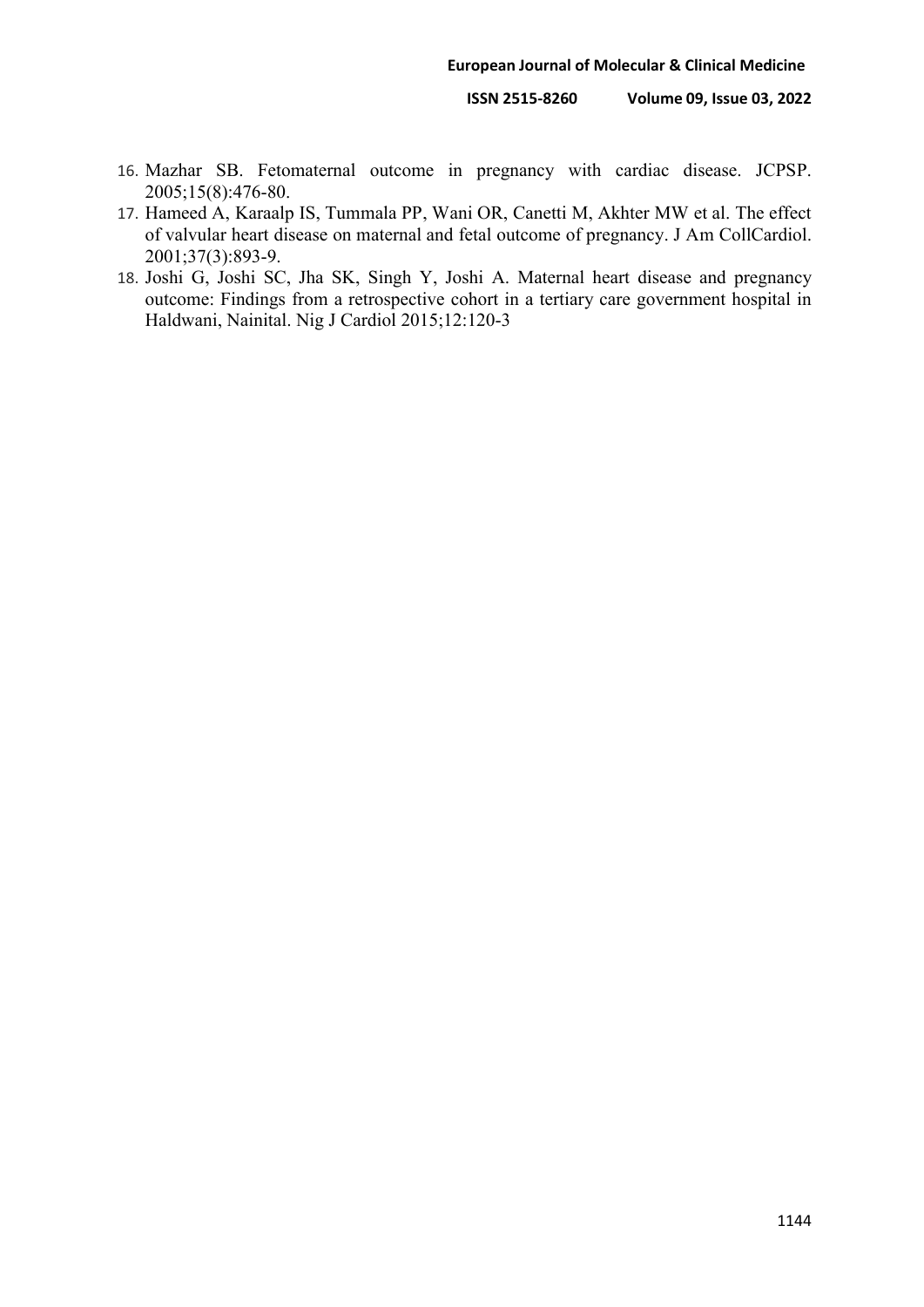16. Mazhar SB. Fetomaternal outcome in pregnancy with cardiac disease. JCPSP. 2005;15(8):476-80.
17. Hameed A, Karaalp IS, Tummala PP, Wani OR, Canetti M, Akhter MW et al. The effect of valvular heart disease on maternal and fetal outcome of pregnancy. J Am CollCardiol. 2001;37(3):893-9.
18. Joshi G, Joshi SC, Jha SK, Singh Y, Joshi A. Maternal heart disease and pregnancy outcome: Findings from a retrospective cohort in a tertiary care government hospital in Haldwani, Nainital. Nig J Cardiol 2015;12:120-3